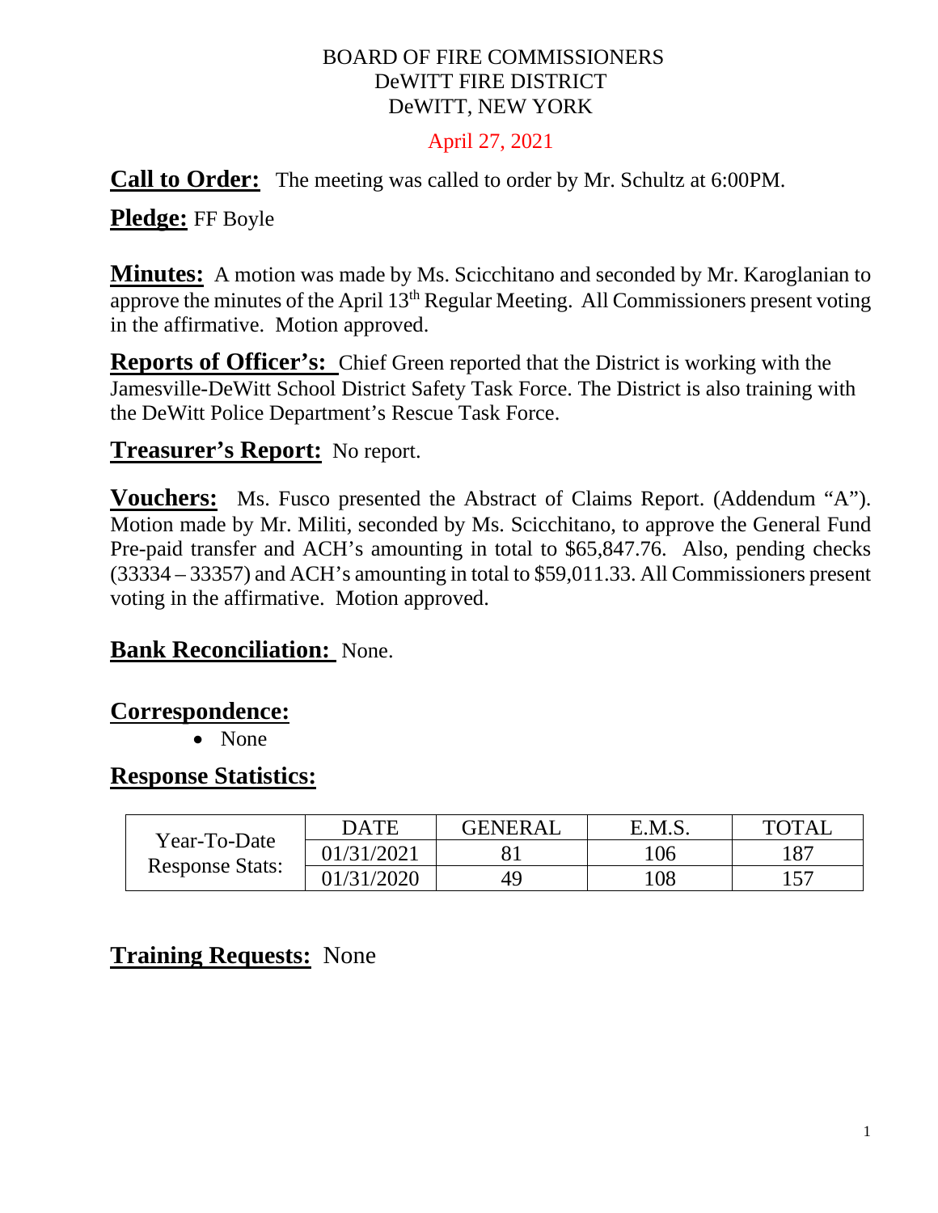BOARD OF FIRE COMMISSIONERS
DeWITT FIRE DISTRICT
DeWITT, NEW YORK

April 27, 2021

**Call to Order:** The meeting was called to order by Mr. Schultz at 6:00PM.

**Pledge:** FF Boyle

**Minutes:** A motion was made by Ms. Scicchitano and seconded by Mr. Karoglanian to approve the minutes of the April 13th Regular Meeting. All Commissioners present voting in the affirmative. Motion approved.

**Reports of Officer's:** Chief Green reported that the District is working with the Jamesville-DeWitt School District Safety Task Force. The District is also training with the DeWitt Police Department's Rescue Task Force.

**Treasurer's Report:** No report.

**Vouchers:** Ms. Fusco presented the Abstract of Claims Report. (Addendum "A"). Motion made by Mr. Militi, seconded by Ms. Scicchitano, to approve the General Fund Pre-paid transfer and ACH's amounting in total to $65,847.76. Also, pending checks (33334 – 33357) and ACH's amounting in total to $59,011.33. All Commissioners present voting in the affirmative. Motion approved.

**Bank Reconciliation:** None.

**Correspondence:**

- None

**Response Statistics:**

| Year-To-Date Response Stats: | DATE | GENERAL | E.M.S. | TOTAL |
|---|---|---|---|---|
| | 01/31/2021 | 81 | 106 | 187 |
| | 01/31/2020 | 49 | 108 | 157 |

**Training Requests:** None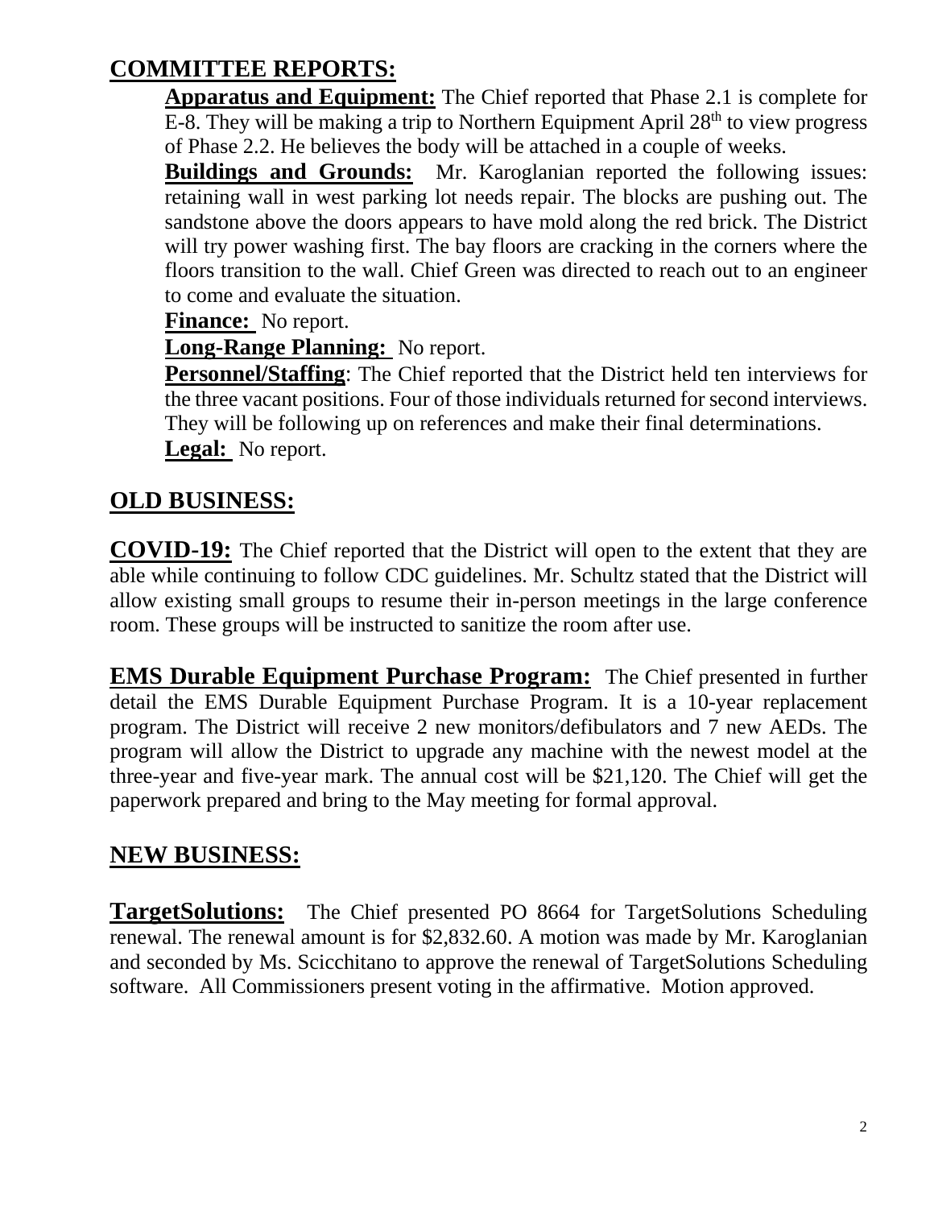## COMMITTEE REPORTS:

**Apparatus and Equipment:** The Chief reported that Phase 2.1 is complete for E-8. They will be making a trip to Northern Equipment April 28th to view progress of Phase 2.2. He believes the body will be attached in a couple of weeks.

**Buildings and Grounds:** Mr. Karoglanian reported the following issues: retaining wall in west parking lot needs repair. The blocks are pushing out. The sandstone above the doors appears to have mold along the red brick. The District will try power washing first. The bay floors are cracking in the corners where the floors transition to the wall. Chief Green was directed to reach out to an engineer to come and evaluate the situation.

**Finance:** No report.

**Long-Range Planning:** No report.

**Personnel/Staffing**: The Chief reported that the District held ten interviews for the three vacant positions. Four of those individuals returned for second interviews. They will be following up on references and make their final determinations.

**Legal:** No report.

## OLD BUSINESS:

**COVID-19:** The Chief reported that the District will open to the extent that they are able while continuing to follow CDC guidelines. Mr. Schultz stated that the District will allow existing small groups to resume their in-person meetings in the large conference room. These groups will be instructed to sanitize the room after use.

**EMS Durable Equipment Purchase Program:** The Chief presented in further detail the EMS Durable Equipment Purchase Program. It is a 10-year replacement program. The District will receive 2 new monitors/defibulators and 7 new AEDs. The program will allow the District to upgrade any machine with the newest model at the three-year and five-year mark. The annual cost will be $21,120. The Chief will get the paperwork prepared and bring to the May meeting for formal approval.

## NEW BUSINESS:

**TargetSolutions:** The Chief presented PO 8664 for TargetSolutions Scheduling renewal. The renewal amount is for $2,832.60. A motion was made by Mr. Karoglanian and seconded by Ms. Scicchitano to approve the renewal of TargetSolutions Scheduling software. All Commissioners present voting in the affirmative. Motion approved.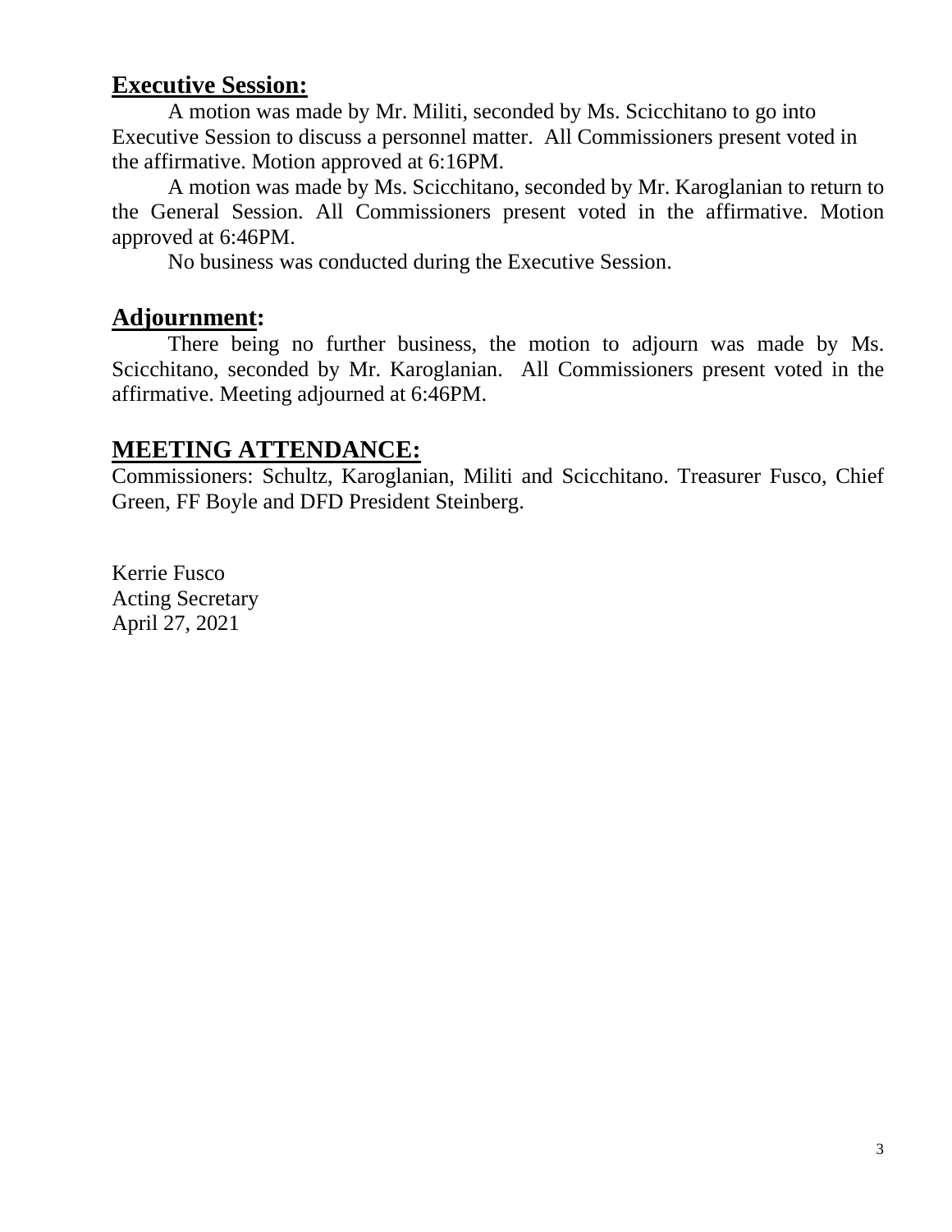## Executive Session:

A motion was made by Mr. Militi, seconded by Ms. Scicchitano to go into Executive Session to discuss a personnel matter. All Commissioners present voted in the affirmative. Motion approved at 6:16PM.

A motion was made by Ms. Scicchitano, seconded by Mr. Karoglanian to return to the General Session. All Commissioners present voted in the affirmative. Motion approved at 6:46PM.

No business was conducted during the Executive Session.

## Adjournment:

There being no further business, the motion to adjourn was made by Ms. Scicchitano, seconded by Mr. Karoglanian. All Commissioners present voted in the affirmative. Meeting adjourned at 6:46PM.

## MEETING ATTENDANCE:

Commissioners: Schultz, Karoglanian, Militi and Scicchitano. Treasurer Fusco, Chief Green, FF Boyle and DFD President Steinberg.

Kerrie Fusco
Acting Secretary
April 27, 2021